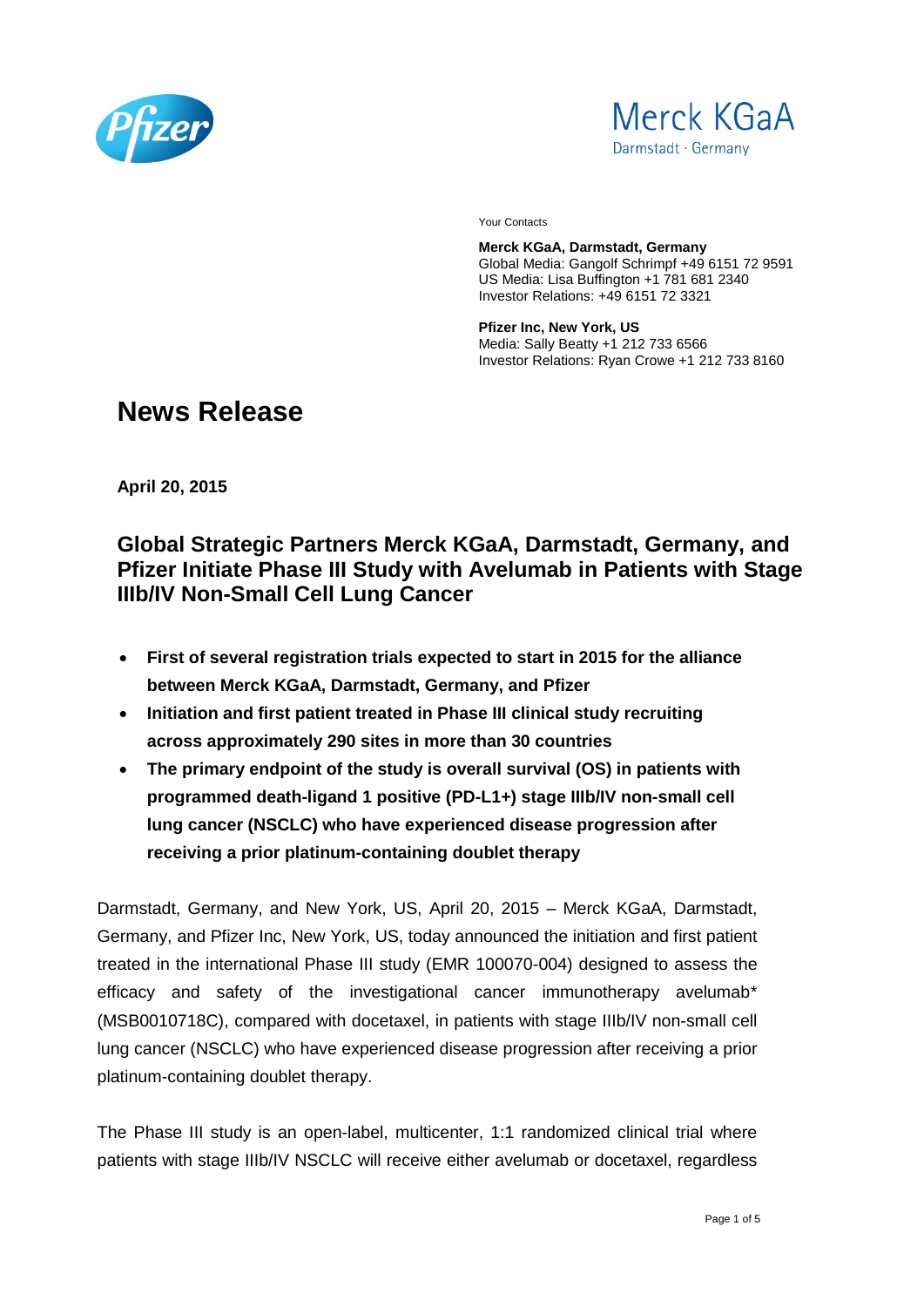Pfizer

Merck KGaA
Darmstadt · Germany

Your Contacts

**Merck KGaA, Darmstadt, Germany**
Global Media: Gangolf Schrimpf +49 6151 72 9591
US Media: Lisa Buffington +1 781 681 2340
Investor Relations: +49 6151 72 3321

**Pfizer Inc, New York, US**
Media: Sally Beatty +1 212 733 6566
Investor Relations: Ryan Crowe +1 212 733 8160

# News Release

**April 20, 2015**

## Global Strategic Partners Merck KGaA, Darmstadt, Germany, and Pfizer Initiate Phase III Study with Avelumab in Patients with Stage IIIb/IV Non-Small Cell Lung Cancer

- **First of several registration trials expected to start in 2015 for the alliance between Merck KGaA, Darmstadt, Germany, and Pfizer**
- **Initiation and first patient treated in Phase III clinical study recruiting across approximately 290 sites in more than 30 countries**
- **The primary endpoint of the study is overall survival (OS) in patients with programmed death-ligand 1 positive (PD-L1+) stage IIIb/IV non-small cell lung cancer (NSCLC) who have experienced disease progression after receiving a prior platinum-containing doublet therapy**

Darmstadt, Germany, and New York, US, April 20, 2015 – Merck KGaA, Darmstadt, Germany, and Pfizer Inc, New York, US, today announced the initiation and first patient treated in the international Phase III study (EMR 100070-004) designed to assess the efficacy and safety of the investigational cancer immunotherapy avelumab* (MSB0010718C), compared with docetaxel, in patients with stage IIIb/IV non-small cell lung cancer (NSCLC) who have experienced disease progression after receiving a prior platinum-containing doublet therapy.

The Phase III study is an open-label, multicenter, 1:1 randomized clinical trial where patients with stage IIIb/IV NSCLC will receive either avelumab or docetaxel, regardless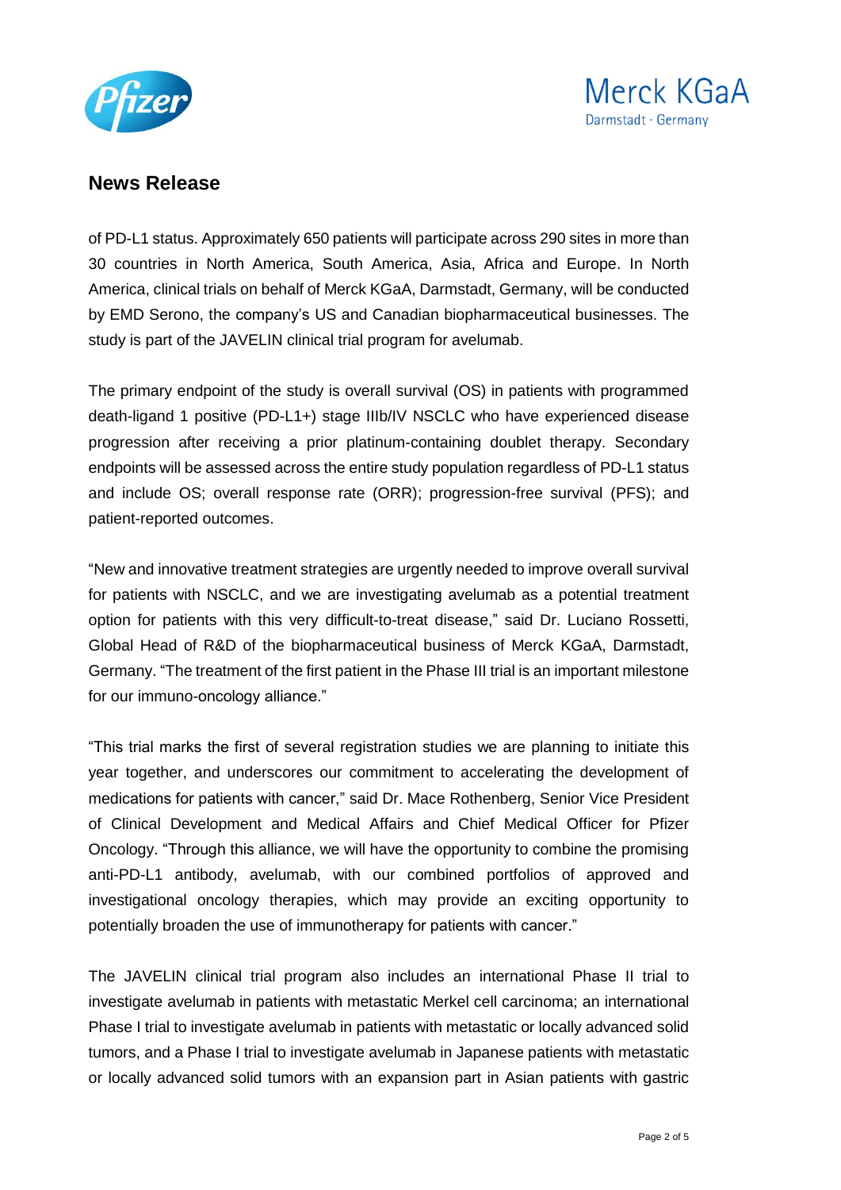of PD-L1 status. Approximately 650 patients will participate across 290 sites in more than 30 countries in North America, South America, Asia, Africa and Europe. In North America, clinical trials on behalf of Merck KGaA, Darmstadt, Germany, will be conducted by EMD Serono, the company's US and Canadian biopharmaceutical businesses. The study is part of the JAVELIN clinical trial program for avelumab.

The primary endpoint of the study is overall survival (OS) in patients with programmed death-ligand 1 positive (PD-L1+) stage IIIb/IV NSCLC who have experienced disease progression after receiving a prior platinum-containing doublet therapy. Secondary endpoints will be assessed across the entire study population regardless of PD-L1 status and include OS; overall response rate (ORR); progression-free survival (PFS); and patient-reported outcomes.

"New and innovative treatment strategies are urgently needed to improve overall survival for patients with NSCLC, and we are investigating avelumab as a potential treatment option for patients with this very difficult-to-treat disease," said Dr. Luciano Rossetti, Global Head of R&D of the biopharmaceutical business of Merck KGaA, Darmstadt, Germany. "The treatment of the first patient in the Phase III trial is an important milestone for our immuno-oncology alliance."

"This trial marks the first of several registration studies we are planning to initiate this year together, and underscores our commitment to accelerating the development of medications for patients with cancer," said Dr. Mace Rothenberg, Senior Vice President of Clinical Development and Medical Affairs and Chief Medical Officer for Pfizer Oncology. "Through this alliance, we will have the opportunity to combine the promising anti-PD-L1 antibody, avelumab, with our combined portfolios of approved and investigational oncology therapies, which may provide an exciting opportunity to potentially broaden the use of immunotherapy for patients with cancer."

The JAVELIN clinical trial program also includes an international Phase II trial to investigate avelumab in patients with metastatic Merkel cell carcinoma; an international Phase I trial to investigate avelumab in patients with metastatic or locally advanced solid tumors, and a Phase I trial to investigate avelumab in Japanese patients with metastatic or locally advanced solid tumors with an expansion part in Asian patients with gastric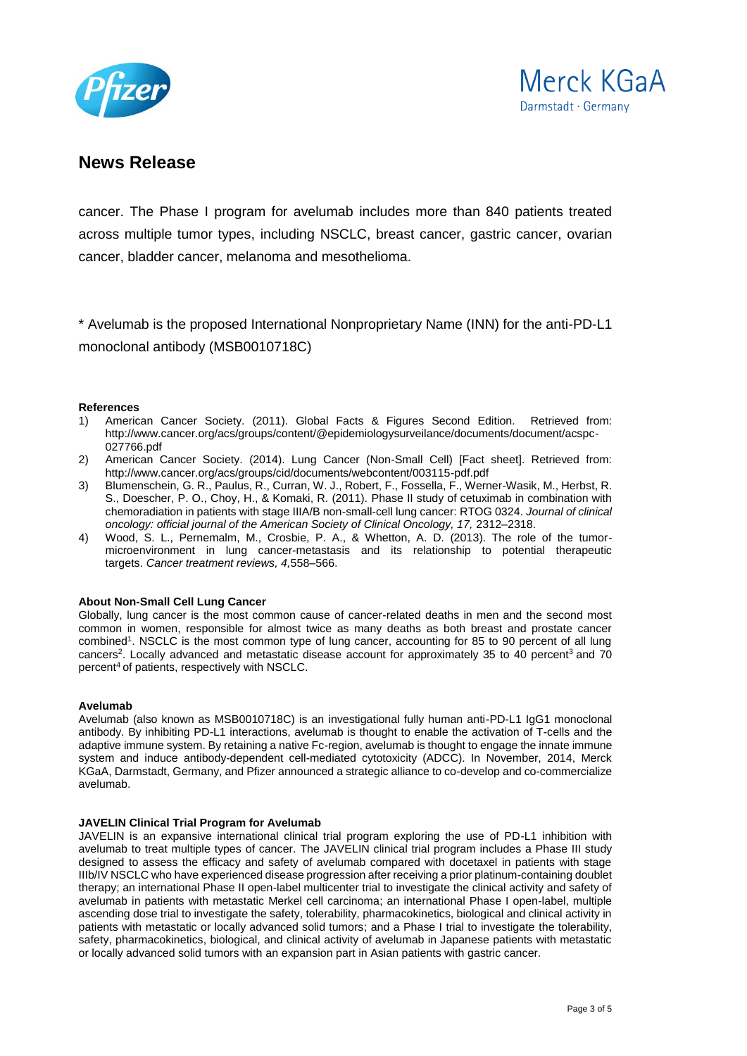## News Release

cancer. The Phase I program for avelumab includes more than 840 patients treated across multiple tumor types, including NSCLC, breast cancer, gastric cancer, ovarian cancer, bladder cancer, melanoma and mesothelioma.

* Avelumab is the proposed International Nonproprietary Name (INN) for the anti-PD-L1 monoclonal antibody (MSB0010718C)

**References**

1) American Cancer Society. (2011). Global Facts & Figures Second Edition. Retrieved from: http://www.cancer.org/acs/groups/content/@epidemiologysurveilance/documents/document/acspc-027766.pdf
2) American Cancer Society. (2014). Lung Cancer (Non-Small Cell) [Fact sheet]. Retrieved from: http://www.cancer.org/acs/groups/cid/documents/webcontent/003115-pdf.pdf
3) Blumenschein, G. R., Paulus, R., Curran, W. J., Robert, F., Fossella, F., Werner-Wasik, M., Herbst, R. S., Doescher, P. O., Choy, H., & Komaki, R. (2011). Phase II study of cetuximab in combination with chemoradiation in patients with stage IIIA/B non-small-cell lung cancer: RTOG 0324. *Journal of clinical oncology: official journal of the American Society of Clinical Oncology, 17,* 2312–2318.
4) Wood, S. L., Pernemalm, M., Crosbie, P. A., & Whetton, A. D. (2013). The role of the tumor-microenvironment in lung cancer-metastasis and its relationship to potential therapeutic targets. *Cancer treatment reviews, 4,*558–566.

**About Non-Small Cell Lung Cancer**

Globally, lung cancer is the most common cause of cancer-related deaths in men and the second most common in women, responsible for almost twice as many deaths as both breast and prostate cancer combined[1]. NSCLC is the most common type of lung cancer, accounting for 85 to 90 percent of all lung cancers[2]. Locally advanced and metastatic disease account for approximately 35 to 40 percent[3] and 70 percent[4] of patients, respectively with NSCLC.

**Avelumab**

Avelumab (also known as MSB0010718C) is an investigational fully human anti-PD-L1 IgG1 monoclonal antibody. By inhibiting PD-L1 interactions, avelumab is thought to enable the activation of T-cells and the adaptive immune system. By retaining a native Fc-region, avelumab is thought to engage the innate immune system and induce antibody-dependent cell-mediated cytotoxicity (ADCC). In November, 2014, Merck KGaA, Darmstadt, Germany, and Pfizer announced a strategic alliance to co-develop and co-commercialize avelumab.

**JAVELIN Clinical Trial Program for Avelumab**

JAVELIN is an expansive international clinical trial program exploring the use of PD-L1 inhibition with avelumab to treat multiple types of cancer. The JAVELIN clinical trial program includes a Phase III study designed to assess the efficacy and safety of avelumab compared with docetaxel in patients with stage IIIb/IV NSCLC who have experienced disease progression after receiving a prior platinum-containing doublet therapy; an international Phase II open-label multicenter trial to investigate the clinical activity and safety of avelumab in patients with metastatic Merkel cell carcinoma; an international Phase I open-label, multiple ascending dose trial to investigate the safety, tolerability, pharmacokinetics, biological and clinical activity in patients with metastatic or locally advanced solid tumors; and a Phase I trial to investigate the tolerability, safety, pharmacokinetics, biological, and clinical activity of avelumab in Japanese patients with metastatic or locally advanced solid tumors with an expansion part in Asian patients with gastric cancer.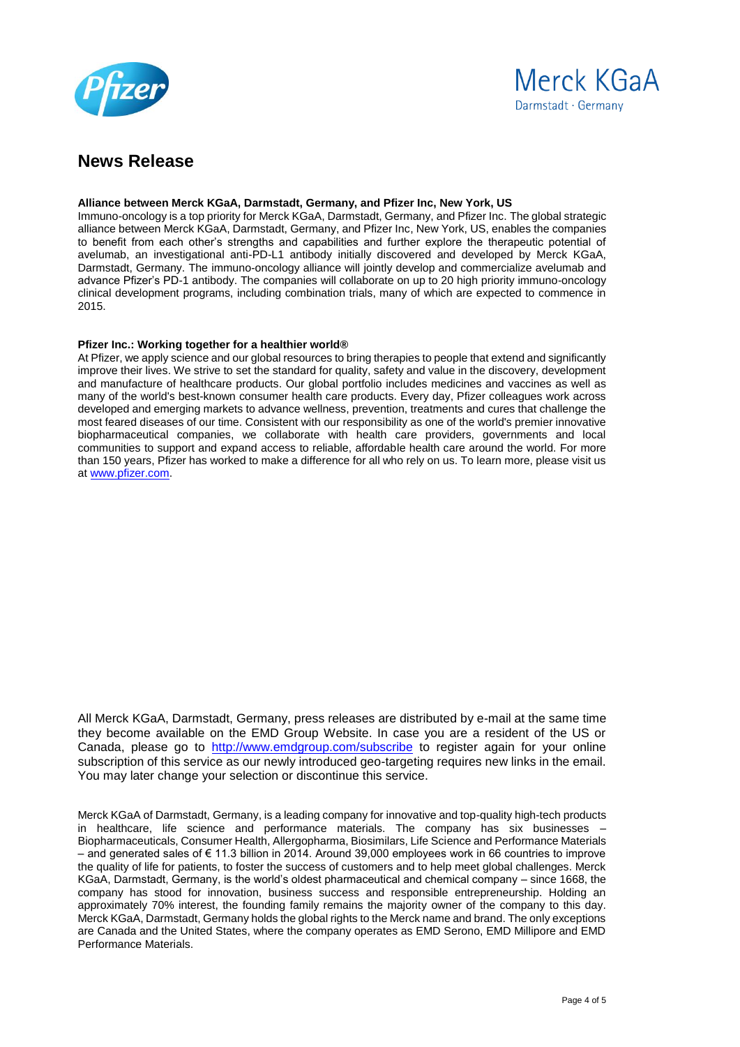## News Release

**Alliance between Merck KGaA, Darmstadt, Germany, and Pfizer Inc, New York, US**

Immuno-oncology is a top priority for Merck KGaA, Darmstadt, Germany, and Pfizer Inc. The global strategic alliance between Merck KGaA, Darmstadt, Germany, and Pfizer Inc, New York, US, enables the companies to benefit from each other's strengths and capabilities and further explore the therapeutic potential of avelumab, an investigational anti-PD-L1 antibody initially discovered and developed by Merck KGaA, Darmstadt, Germany. The immuno-oncology alliance will jointly develop and commercialize avelumab and advance Pfizer's PD-1 antibody. The companies will collaborate on up to 20 high priority immuno-oncology clinical development programs, including combination trials, many of which are expected to commence in 2015.

**Pfizer Inc.: Working together for a healthier world®**

At Pfizer, we apply science and our global resources to bring therapies to people that extend and significantly improve their lives. We strive to set the standard for quality, safety and value in the discovery, development and manufacture of healthcare products. Our global portfolio includes medicines and vaccines as well as many of the world's best-known consumer health care products. Every day, Pfizer colleagues work across developed and emerging markets to advance wellness, prevention, treatments and cures that challenge the most feared diseases of our time. Consistent with our responsibility as one of the world's premier innovative biopharmaceutical companies, we collaborate with health care providers, governments and local communities to support and expand access to reliable, affordable health care around the world. For more than 150 years, Pfizer has worked to make a difference for all who rely on us. To learn more, please visit us at [www.pfizer.com](http://www.pfizer.com).

All Merck KGaA, Darmstadt, Germany, press releases are distributed by e-mail at the same time they become available on the EMD Group Website. In case you are a resident of the US or Canada, please go to [http://www.emdgroup.com/subscribe](http://www.emdgroup.com/subscribe) to register again for your online subscription of this service as our newly introduced geo-targeting requires new links in the email. You may later change your selection or discontinue this service.

Merck KGaA of Darmstadt, Germany, is a leading company for innovative and top-quality high-tech products in healthcare, life science and performance materials. The company has six businesses – Biopharmaceuticals, Consumer Health, Allergopharma, Biosimilars, Life Science and Performance Materials – and generated sales of € 11.3 billion in 2014. Around 39,000 employees work in 66 countries to improve the quality of life for patients, to foster the success of customers and to help meet global challenges. Merck KGaA, Darmstadt, Germany, is the world's oldest pharmaceutical and chemical company – since 1668, the company has stood for innovation, business success and responsible entrepreneurship. Holding an approximately 70% interest, the founding family remains the majority owner of the company to this day. Merck KGaA, Darmstadt, Germany holds the global rights to the Merck name and brand. The only exceptions are Canada and the United States, where the company operates as EMD Serono, EMD Millipore and EMD Performance Materials.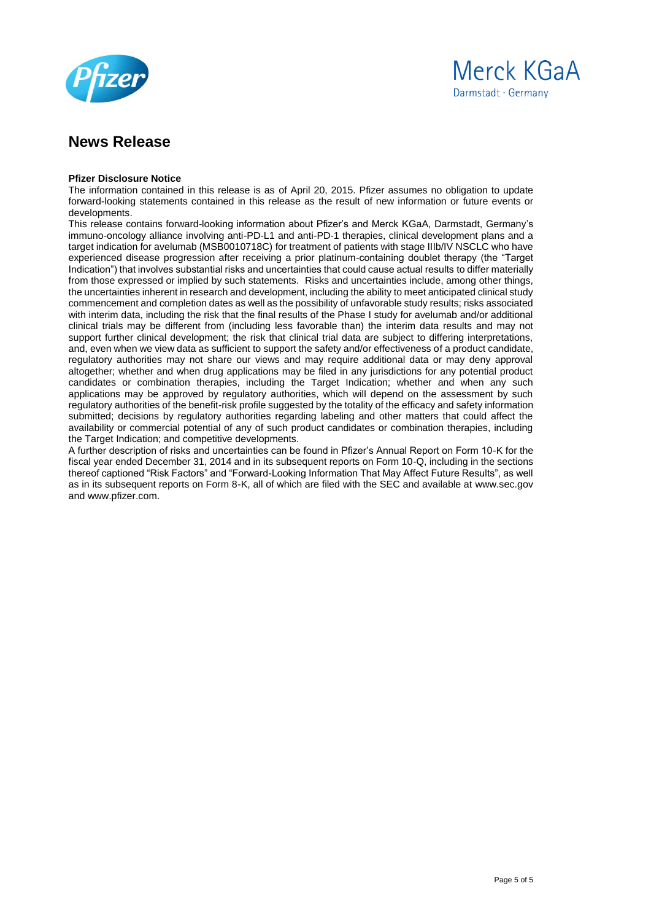## News Release

**Pfizer Disclosure Notice**

The information contained in this release is as of April 20, 2015. Pfizer assumes no obligation to update forward-looking statements contained in this release as the result of new information or future events or developments.

This release contains forward-looking information about Pfizer's and Merck KGaA, Darmstadt, Germany's immuno-oncology alliance involving anti-PD-L1 and anti-PD-1 therapies, clinical development plans and a target indication for avelumab (MSB0010718C) for treatment of patients with stage IIIb/IV NSCLC who have experienced disease progression after receiving a prior platinum-containing doublet therapy (the "Target Indication") that involves substantial risks and uncertainties that could cause actual results to differ materially from those expressed or implied by such statements. Risks and uncertainties include, among other things, the uncertainties inherent in research and development, including the ability to meet anticipated clinical study commencement and completion dates as well as the possibility of unfavorable study results; risks associated with interim data, including the risk that the final results of the Phase I study for avelumab and/or additional clinical trials may be different from (including less favorable than) the interim data results and may not support further clinical development; the risk that clinical trial data are subject to differing interpretations, and, even when we view data as sufficient to support the safety and/or effectiveness of a product candidate, regulatory authorities may not share our views and may require additional data or may deny approval altogether; whether and when drug applications may be filed in any jurisdictions for any potential product candidates or combination therapies, including the Target Indication; whether and when any such applications may be approved by regulatory authorities, which will depend on the assessment by such regulatory authorities of the benefit-risk profile suggested by the totality of the efficacy and safety information submitted; decisions by regulatory authorities regarding labeling and other matters that could affect the availability or commercial potential of any of such product candidates or combination therapies, including the Target Indication; and competitive developments.

A further description of risks and uncertainties can be found in Pfizer's Annual Report on Form 10-K for the fiscal year ended December 31, 2014 and in its subsequent reports on Form 10-Q, including in the sections thereof captioned "Risk Factors" and "Forward-Looking Information That May Affect Future Results", as well as in its subsequent reports on Form 8-K, all of which are filed with the SEC and available at www.sec.gov and www.pfizer.com.